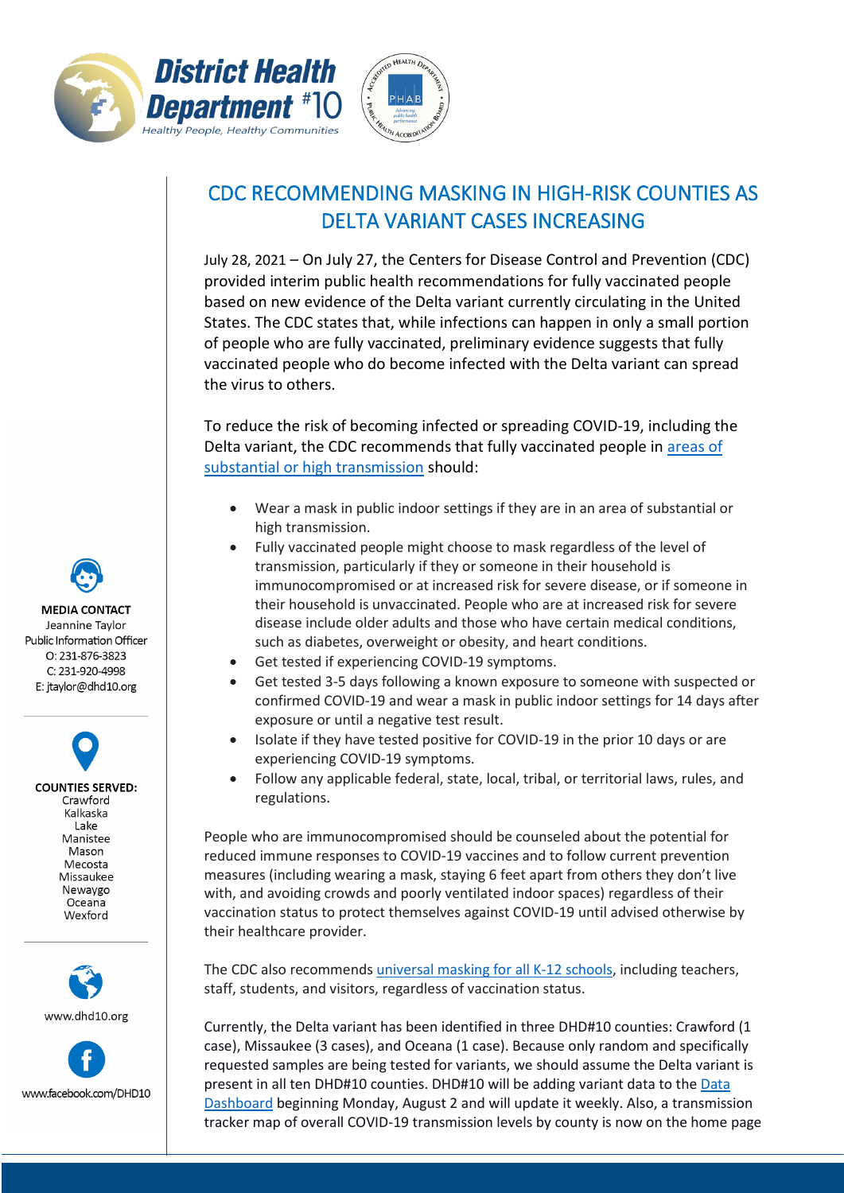District Health Department #10
*Healthy People, Healthy Communities*

# CDC RECOMMENDING MASKING IN HIGH-RISK COUNTIES AS DELTA VARIANT CASES INCREASING

July 28, 2021 – On July 27, the Centers for Disease Control and Prevention (CDC) provided interim public health recommendations for fully vaccinated people based on new evidence of the Delta variant currently circulating in the United States. The CDC states that, while infections can happen in only a small portion of people who are fully vaccinated, preliminary evidence suggests that fully vaccinated people who do become infected with the Delta variant can spread the virus to others.

To reduce the risk of becoming infected or spreading COVID-19, including the Delta variant, the CDC recommends that fully vaccinated people in areas of substantial or high transmission should:

- Wear a mask in public indoor settings if they are in an area of substantial or high transmission.
- Fully vaccinated people might choose to mask regardless of the level of transmission, particularly if they or someone in their household is immunocompromised or at increased risk for severe disease, or if someone in their household is unvaccinated. People who are at increased risk for severe disease include older adults and those who have certain medical conditions, such as diabetes, overweight or obesity, and heart conditions.
- Get tested if experiencing COVID-19 symptoms.
- Get tested 3-5 days following a known exposure to someone with suspected or confirmed COVID-19 and wear a mask in public indoor settings for 14 days after exposure or until a negative test result.
- Isolate if they have tested positive for COVID-19 in the prior 10 days or are experiencing COVID-19 symptoms.
- Follow any applicable federal, state, local, tribal, or territorial laws, rules, and regulations.

People who are immunocompromised should be counseled about the potential for reduced immune responses to COVID-19 vaccines and to follow current prevention measures (including wearing a mask, staying 6 feet apart from others they don't live with, and avoiding crowds and poorly ventilated indoor spaces) regardless of their vaccination status to protect themselves against COVID-19 until advised otherwise by their healthcare provider.

The CDC also recommends universal masking for all K-12 schools, including teachers, staff, students, and visitors, regardless of vaccination status.

Currently, the Delta variant has been identified in three DHD#10 counties: Crawford (1 case), Missaukee (3 cases), and Oceana (1 case). Because only random and specifically requested samples are being tested for variants, we should assume the Delta variant is present in all ten DHD#10 counties. DHD#10 will be adding variant data to the Data Dashboard beginning Monday, August 2 and will update it weekly. Also, a transmission tracker map of overall COVID-19 transmission levels by county is now on the home page

**MEDIA CONTACT**
Jeannine Taylor
Public Information Officer
O: 231-876-3823
C: 231-920-4998
E: jtaylor@dhd10.org

**COUNTIES SERVED:**
Crawford
Kalkaska
Lake
Manistee
Mason
Mecosta
Missaukee
Newaygo
Oceana
Wexford

www.dhd10.org

www.facebook.com/DHD10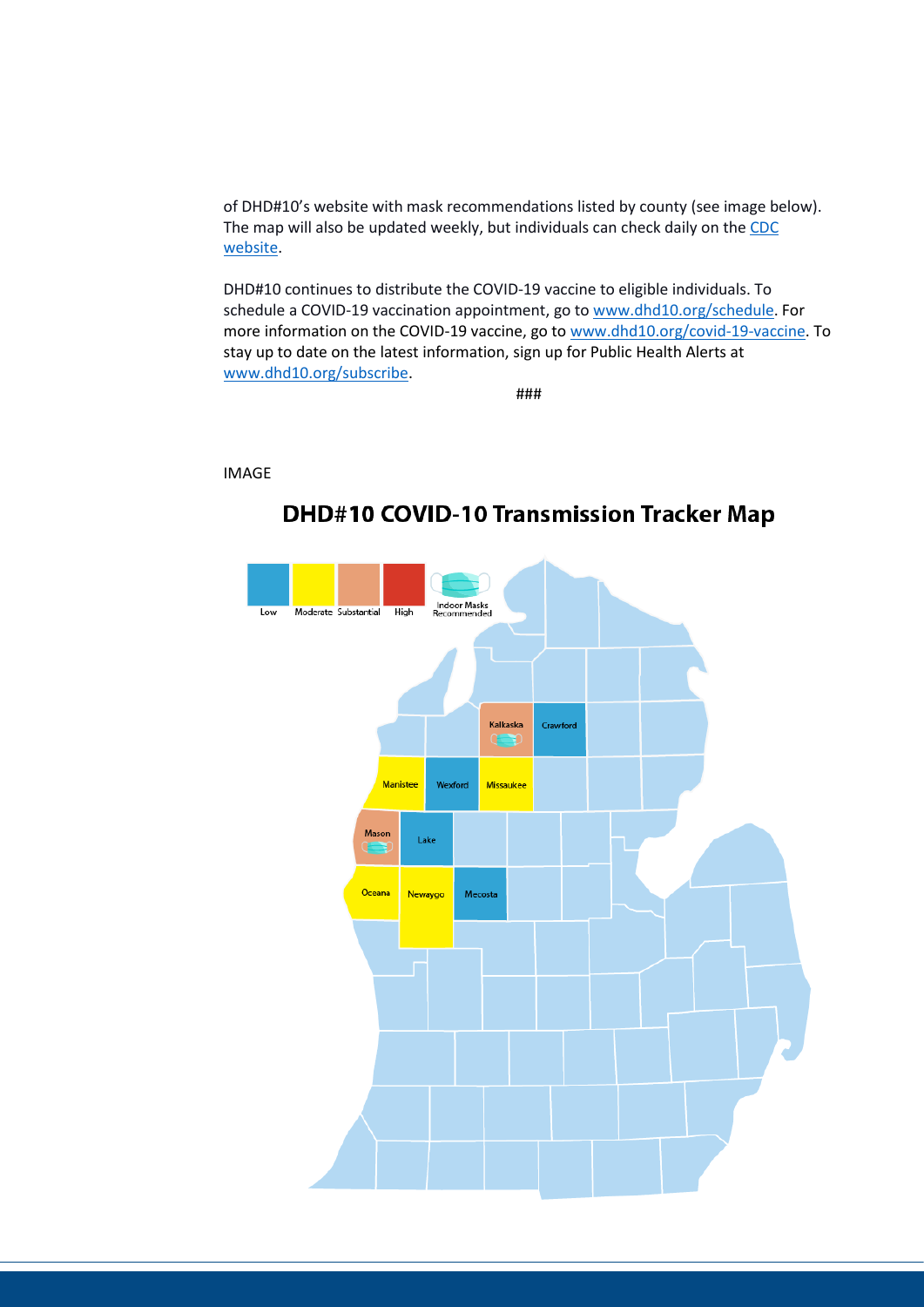of DHD#10's website with mask recommendations listed by county (see image below). The map will also be updated weekly, but individuals can check daily on the [CDC website](#).

DHD#10 continues to distribute the COVID-19 vaccine to eligible individuals. To schedule a COVID-19 vaccination appointment, go to www.dhd10.org/schedule. For more information on the COVID-19 vaccine, go to www.dhd10.org/covid-19-vaccine. To stay up to date on the latest information, sign up for Public Health Alerts at www.dhd10.org/subscribe.

###

IMAGE

**DHD#10 COVID-10 Transmission Tracker Map**

Low
Moderate
Substantial
High
Indoor Masks Recommended

Kalkaska
Crawford
Manistee
Wexford
Missaukee
Mason
Lake
Oceana
Newaygo
Mecosta